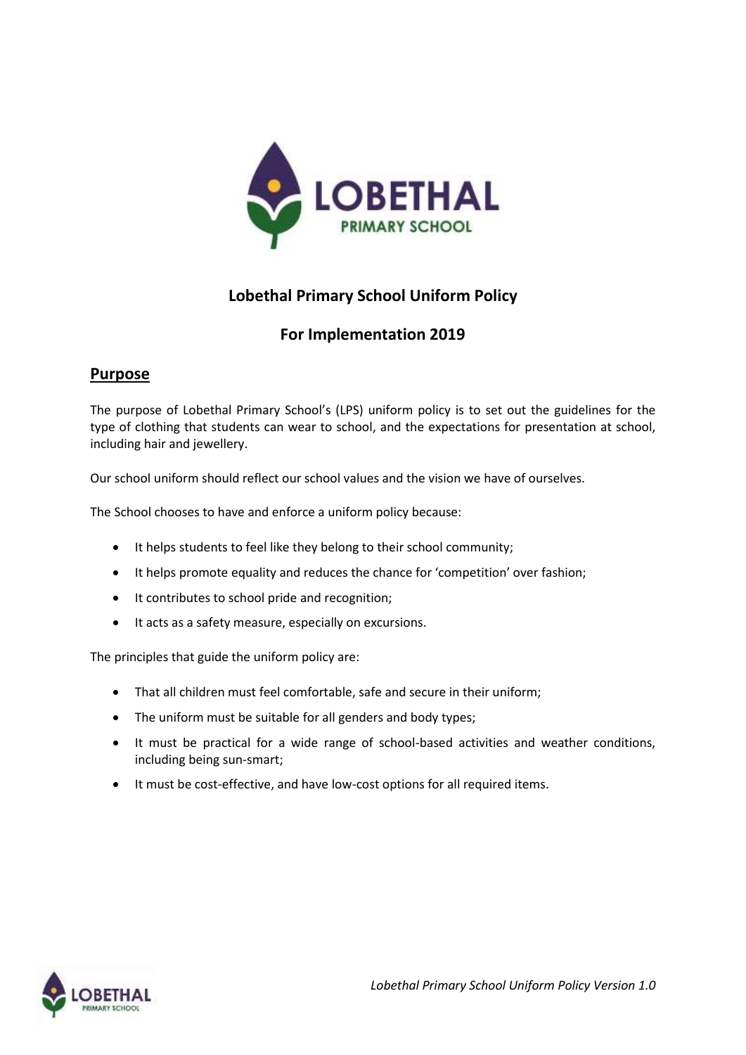# Lobethal Primary School Uniform Policy

## For Implementation 2019

## Purpose

The purpose of Lobethal Primary School's (LPS) uniform policy is to set out the guidelines for the type of clothing that students can wear to school, and the expectations for presentation at school, including hair and jewellery.

Our school uniform should reflect our school values and the vision we have of ourselves.

The School chooses to have and enforce a uniform policy because:

- It helps students to feel like they belong to their school community;
- It helps promote equality and reduces the chance for 'competition' over fashion;
- It contributes to school pride and recognition;
- It acts as a safety measure, especially on excursions.

The principles that guide the uniform policy are:

- That all children must feel comfortable, safe and secure in their uniform;
- The uniform must be suitable for all genders and body types;
- It must be practical for a wide range of school-based activities and weather conditions, including being sun-smart;
- It must be cost-effective, and have low-cost options for all required items.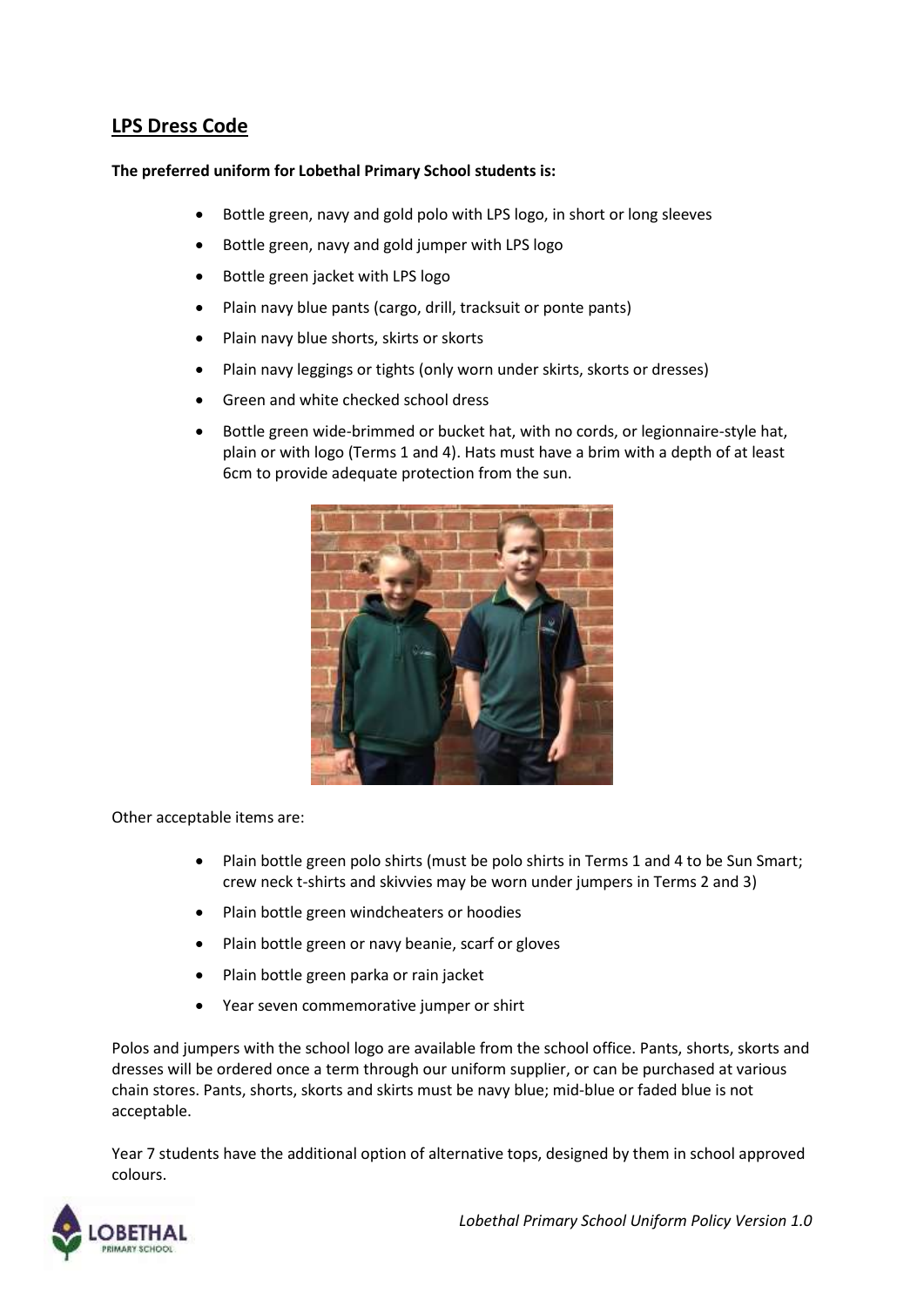## LPS Dress Code

**The preferred uniform for Lobethal Primary School students is:**

- Bottle green, navy and gold polo with LPS logo, in short or long sleeves
- Bottle green, navy and gold jumper with LPS logo
- Bottle green jacket with LPS logo
- Plain navy blue pants (cargo, drill, tracksuit or ponte pants)
- Plain navy blue shorts, skirts or skorts
- Plain navy leggings or tights (only worn under skirts, skorts or dresses)
- Green and white checked school dress
- Bottle green wide-brimmed or bucket hat, with no cords, or legionnaire-style hat, plain or with logo (Terms 1 and 4). Hats must have a brim with a depth of at least 6cm to provide adequate protection from the sun.

Other acceptable items are:

- Plain bottle green polo shirts (must be polo shirts in Terms 1 and 4 to be Sun Smart; crew neck t-shirts and skivvies may be worn under jumpers in Terms 2 and 3)
- Plain bottle green windcheaters or hoodies
- Plain bottle green or navy beanie, scarf or gloves
- Plain bottle green parka or rain jacket
- Year seven commemorative jumper or shirt

Polos and jumpers with the school logo are available from the school office. Pants, shorts, skorts and dresses will be ordered once a term through our uniform supplier, or can be purchased at various chain stores. Pants, shorts, skorts and skirts must be navy blue; mid-blue or faded blue is not acceptable.

Year 7 students have the additional option of alternative tops, designed by them in school approved colours.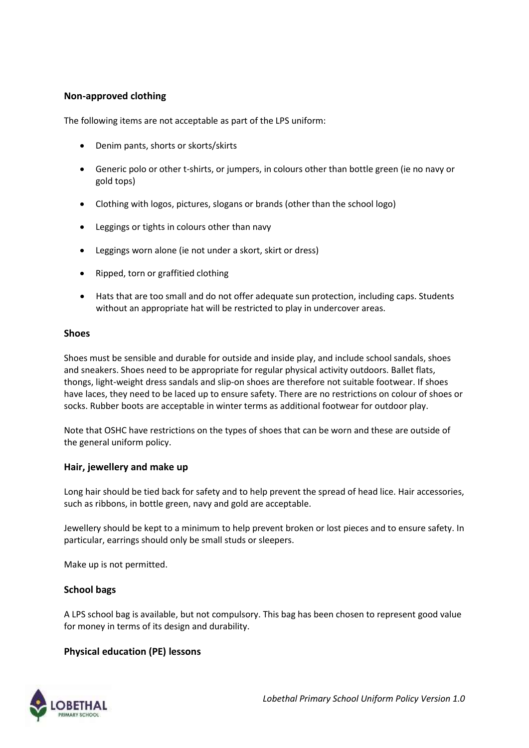### Non-approved clothing

The following items are not acceptable as part of the LPS uniform:

- Denim pants, shorts or skorts/skirts
- Generic polo or other t-shirts, or jumpers, in colours other than bottle green (ie no navy or gold tops)
- Clothing with logos, pictures, slogans or brands (other than the school logo)
- Leggings or tights in colours other than navy
- Leggings worn alone (ie not under a skort, skirt or dress)
- Ripped, torn or graffitied clothing
- Hats that are too small and do not offer adequate sun protection, including caps. Students without an appropriate hat will be restricted to play in undercover areas.

### Shoes

Shoes must be sensible and durable for outside and inside play, and include school sandals, shoes and sneakers. Shoes need to be appropriate for regular physical activity outdoors. Ballet flats, thongs, light-weight dress sandals and slip-on shoes are therefore not suitable footwear. If shoes have laces, they need to be laced up to ensure safety. There are no restrictions on colour of shoes or socks. Rubber boots are acceptable in winter terms as additional footwear for outdoor play.

Note that OSHC have restrictions on the types of shoes that can be worn and these are outside of the general uniform policy.

### Hair, jewellery and make up

Long hair should be tied back for safety and to help prevent the spread of head lice. Hair accessories, such as ribbons, in bottle green, navy and gold are acceptable.

Jewellery should be kept to a minimum to help prevent broken or lost pieces and to ensure safety. In particular, earrings should only be small studs or sleepers.

Make up is not permitted.

### School bags

A LPS school bag is available, but not compulsory. This bag has been chosen to represent good value for money in terms of its design and durability.

### Physical education (PE) lessons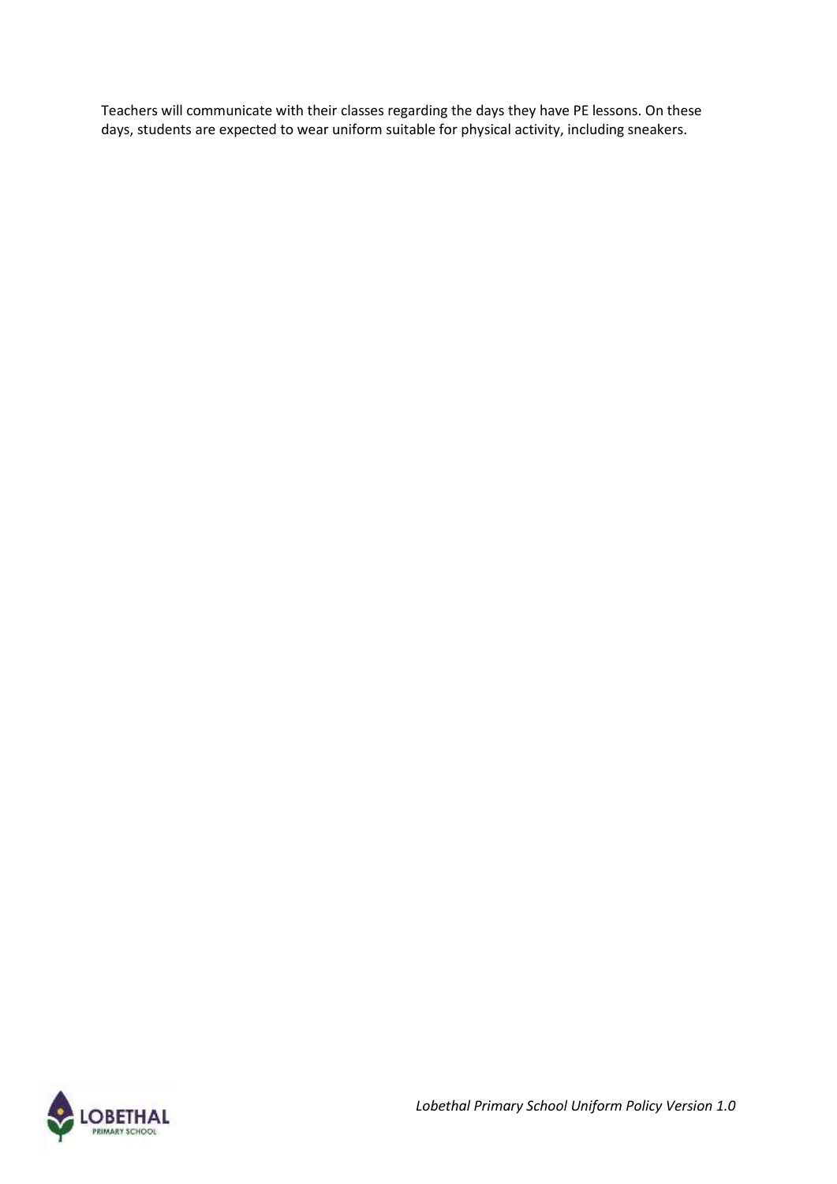Teachers will communicate with their classes regarding the days they have PE lessons. On these days, students are expected to wear uniform suitable for physical activity, including sneakers.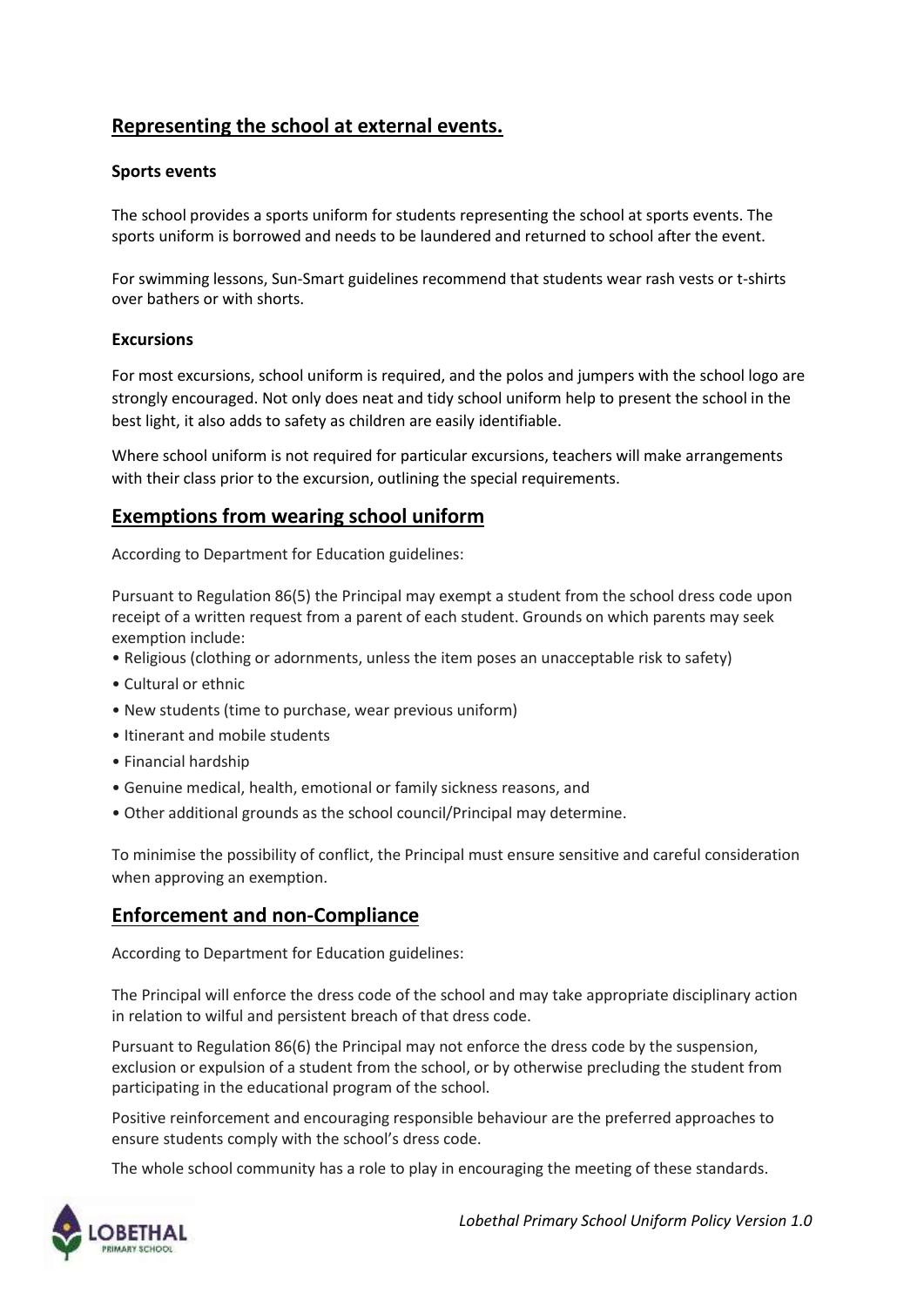## Representing the school at external events.

### Sports events

The school provides a sports uniform for students representing the school at sports events. The sports uniform is borrowed and needs to be laundered and returned to school after the event.

For swimming lessons, Sun-Smart guidelines recommend that students wear rash vests or t-shirts over bathers or with shorts.

### Excursions

For most excursions, school uniform is required, and the polos and jumpers with the school logo are strongly encouraged. Not only does neat and tidy school uniform help to present the school in the best light, it also adds to safety as children are easily identifiable.

Where school uniform is not required for particular excursions, teachers will make arrangements with their class prior to the excursion, outlining the special requirements.

## Exemptions from wearing school uniform

According to Department for Education guidelines:

Pursuant to Regulation 86(5) the Principal may exempt a student from the school dress code upon receipt of a written request from a parent of each student. Grounds on which parents may seek exemption include:

- Religious (clothing or adornments, unless the item poses an unacceptable risk to safety)
- Cultural or ethnic
- New students (time to purchase, wear previous uniform)
- Itinerant and mobile students
- Financial hardship
- Genuine medical, health, emotional or family sickness reasons, and
- Other additional grounds as the school council/Principal may determine.

To minimise the possibility of conflict, the Principal must ensure sensitive and careful consideration when approving an exemption.

## Enforcement and non-Compliance

According to Department for Education guidelines:

The Principal will enforce the dress code of the school and may take appropriate disciplinary action in relation to wilful and persistent breach of that dress code.

Pursuant to Regulation 86(6) the Principal may not enforce the dress code by the suspension, exclusion or expulsion of a student from the school, or by otherwise precluding the student from participating in the educational program of the school.

Positive reinforcement and encouraging responsible behaviour are the preferred approaches to ensure students comply with the school's dress code.

The whole school community has a role to play in encouraging the meeting of these standards.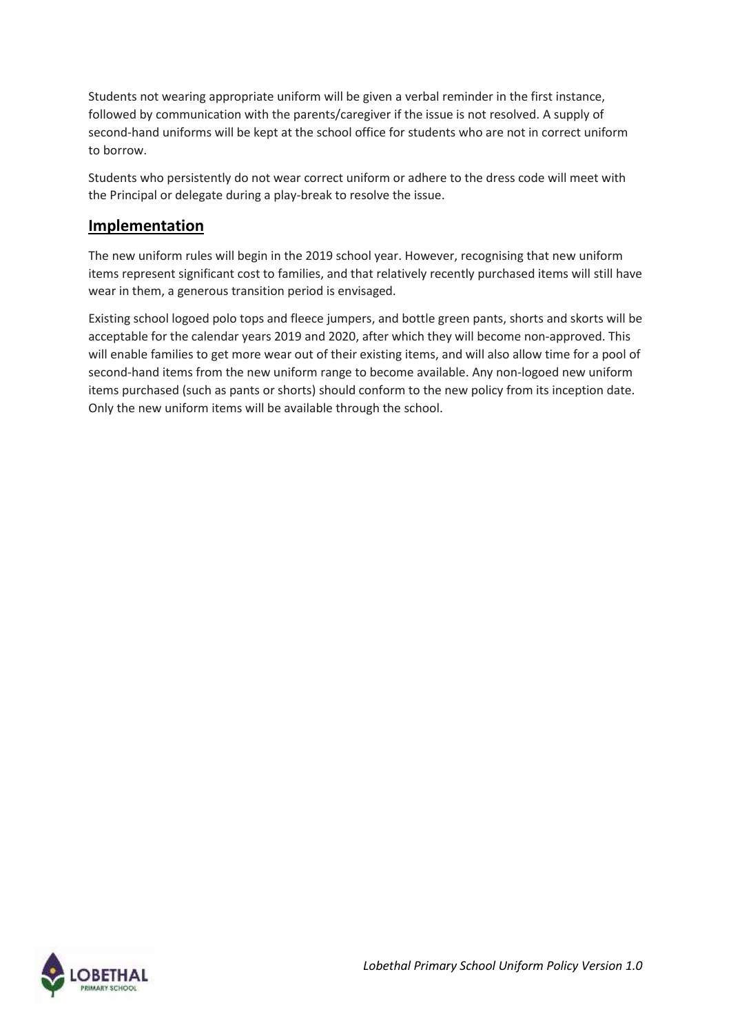Students not wearing appropriate uniform will be given a verbal reminder in the first instance, followed by communication with the parents/caregiver if the issue is not resolved. A supply of second-hand uniforms will be kept at the school office for students who are not in correct uniform to borrow.

Students who persistently do not wear correct uniform or adhere to the dress code will meet with the Principal or delegate during a play-break to resolve the issue.

## Implementation

The new uniform rules will begin in the 2019 school year. However, recognising that new uniform items represent significant cost to families, and that relatively recently purchased items will still have wear in them, a generous transition period is envisaged.

Existing school logoed polo tops and fleece jumpers, and bottle green pants, shorts and skorts will be acceptable for the calendar years 2019 and 2020, after which they will become non-approved. This will enable families to get more wear out of their existing items, and will also allow time for a pool of second-hand items from the new uniform range to become available. Any non-logoed new uniform items purchased (such as pants or shorts) should conform to the new policy from its inception date. Only the new uniform items will be available through the school.